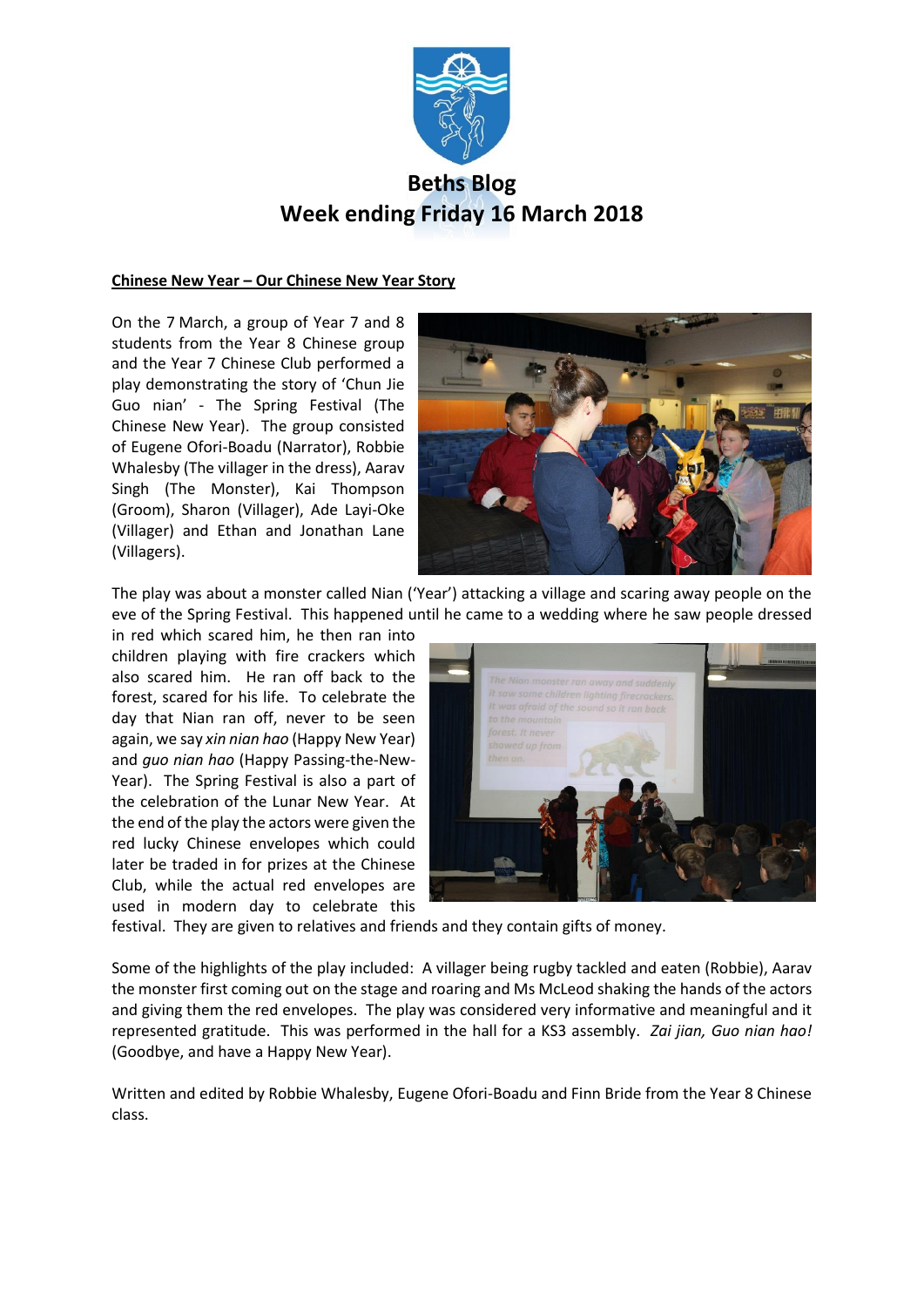# Beths Blog
## Week ending Friday 16 March 2018

**Chinese New Year – Our Chinese New Year Story**

On the 7 March, a group of Year 7 and 8 students from the Year 8 Chinese group and the Year 7 Chinese Club performed a play demonstrating the story of 'Chun Jie Guo nian' - The Spring Festival (The Chinese New Year). The group consisted of Eugene Ofori-Boadu (Narrator), Robbie Whalesby (The villager in the dress), Aarav Singh (The Monster), Kai Thompson (Groom), Sharon (Villager), Ade Layi-Oke (Villager) and Ethan and Jonathan Lane (Villagers).

The play was about a monster called Nian ('Year') attacking a village and scaring away people on the eve of the Spring Festival. This happened until he came to a wedding where he saw people dressed in red which scared him, he then ran into children playing with fire crackers which also scared him. He ran off back to the forest, scared for his life. To celebrate the day that Nian ran off, never to be seen again, we say *xin nian hao* (Happy New Year) and *guo nian hao* (Happy Passing-the-New-Year). The Spring Festival is also a part of the celebration of the Lunar New Year. At the end of the play the actors were given the red lucky Chinese envelopes which could later be traded in for prizes at the Chinese Club, while the actual red envelopes are used in modern day to celebrate this festival. They are given to relatives and friends and they contain gifts of money.

Some of the highlights of the play included: A villager being rugby tackled and eaten (Robbie), Aarav the monster first coming out on the stage and roaring and Ms McLeod shaking the hands of the actors and giving them the red envelopes. The play was considered very informative and meaningful and it represented gratitude. This was performed in the hall for a KS3 assembly. *Zai jian, Guo nian hao!* (Goodbye, and have a Happy New Year).

Written and edited by Robbie Whalesby, Eugene Ofori-Boadu and Finn Bride from the Year 8 Chinese class.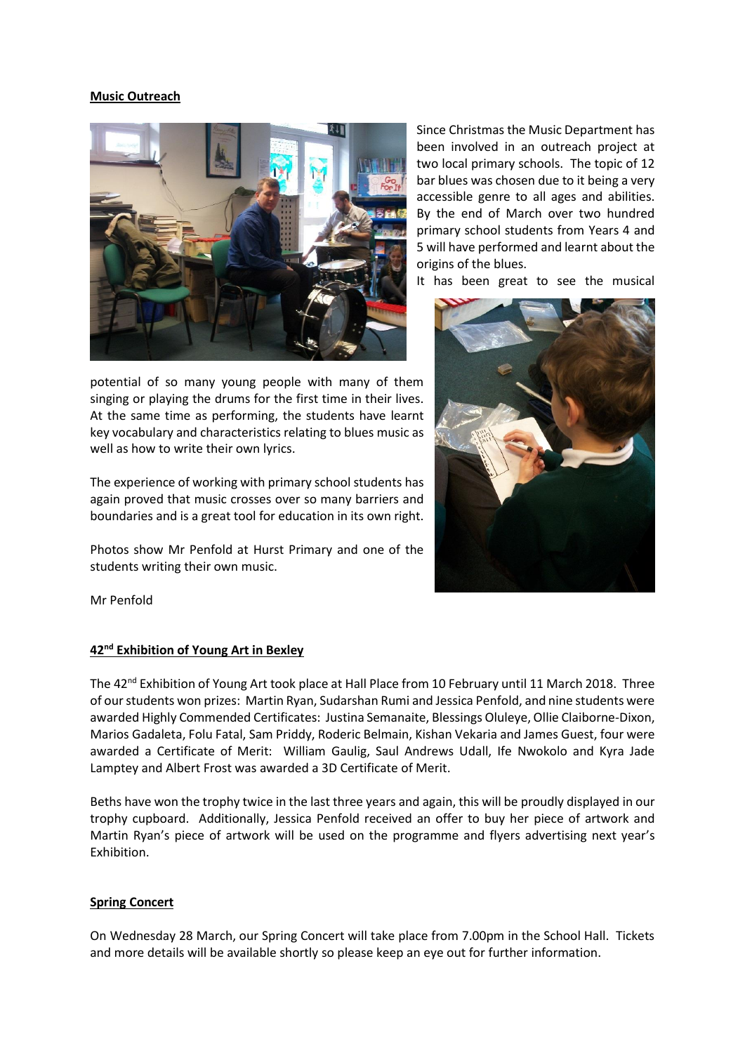**Music Outreach**

Since Christmas the Music Department has been involved in an outreach project at two local primary schools. The topic of 12 bar blues was chosen due to it being a very accessible genre to all ages and abilities. By the end of March over two hundred primary school students from Years 4 and 5 will have performed and learnt about the origins of the blues.

It has been great to see the musical potential of so many young people with many of them singing or playing the drums for the first time in their lives. At the same time as performing, the students have learnt key vocabulary and characteristics relating to blues music as well as how to write their own lyrics.

The experience of working with primary school students has again proved that music crosses over so many barriers and boundaries and is a great tool for education in its own right.

Photos show Mr Penfold at Hurst Primary and one of the students writing their own music.

Mr Penfold

**42nd Exhibition of Young Art in Bexley**

The 42nd Exhibition of Young Art took place at Hall Place from 10 February until 11 March 2018. Three of our students won prizes: Martin Ryan, Sudarshan Rumi and Jessica Penfold, and nine students were awarded Highly Commended Certificates: Justina Semanaite, Blessings Oluleye, Ollie Claiborne-Dixon, Marios Gadaleta, Folu Fatal, Sam Priddy, Roderic Belmain, Kishan Vekaria and James Guest, four were awarded a Certificate of Merit: William Gaulig, Saul Andrews Udall, Ife Nwokolo and Kyra Jade Lamptey and Albert Frost was awarded a 3D Certificate of Merit.

Beths have won the trophy twice in the last three years and again, this will be proudly displayed in our trophy cupboard. Additionally, Jessica Penfold received an offer to buy her piece of artwork and Martin Ryan's piece of artwork will be used on the programme and flyers advertising next year's Exhibition.

**Spring Concert**

On Wednesday 28 March, our Spring Concert will take place from 7.00pm in the School Hall. Tickets and more details will be available shortly so please keep an eye out for further information.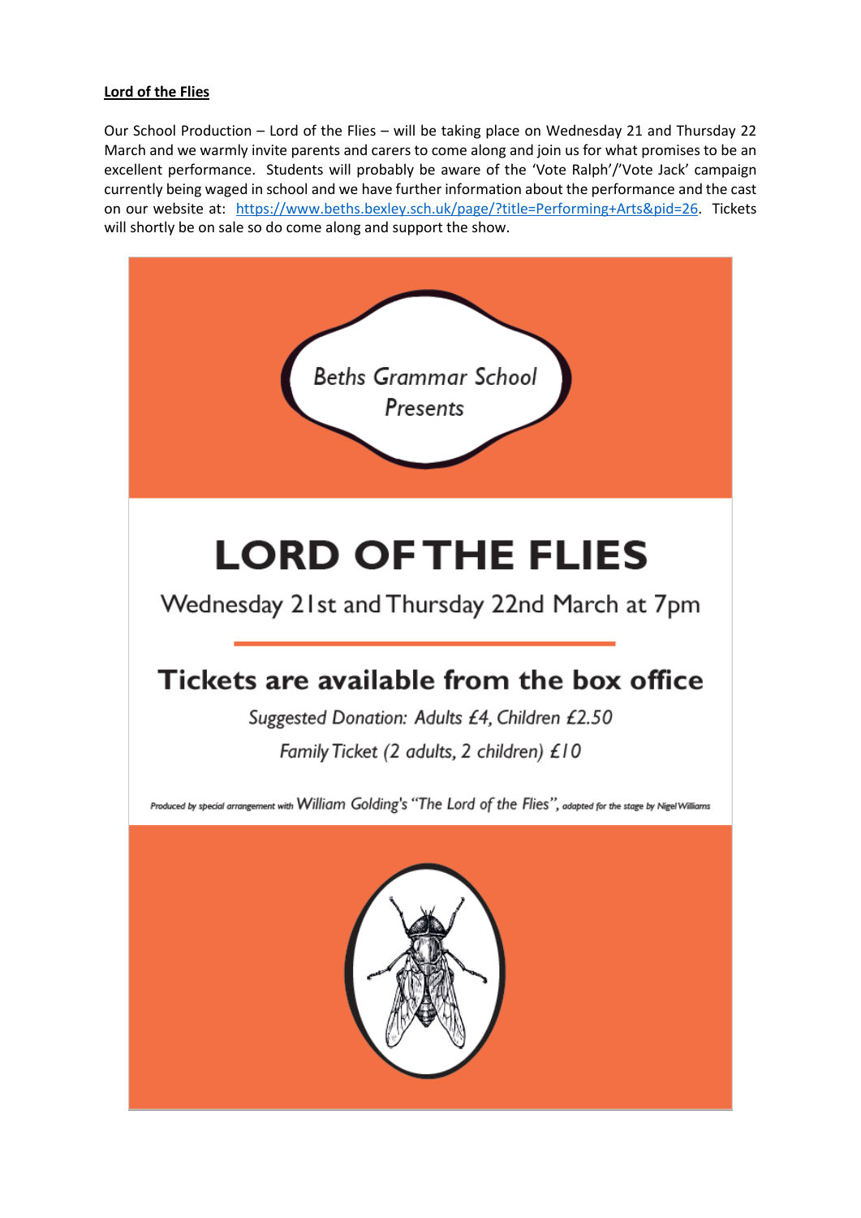**Lord of the Flies**

Our School Production – Lord of the Flies – will be taking place on Wednesday 21 and Thursday 22 March and we warmly invite parents and carers to come along and join us for what promises to be an excellent performance. Students will probably be aware of the 'Vote Ralph'/'Vote Jack' campaign currently being waged in school and we have further information about the performance and the cast on our website at: [https://www.beths.bexley.sch.uk/page/?title=Performing+Arts&pid=26](https://www.beths.bexley.sch.uk/page/?title=Performing+Arts&pid=26). Tickets will shortly be on sale so do come along and support the show.

*Beths Grammar School Presents*

# LORD OF THE FLIES

Wednesday 21st and Thursday 22nd March at 7pm

## Tickets are available from the box office

*Suggested Donation: Adults £4, Children £2.50*

*Family Ticket (2 adults, 2 children) £10*

Produced by special arrangement with William Golding's "The Lord of the Flies", adapted for the stage by Nigel Williams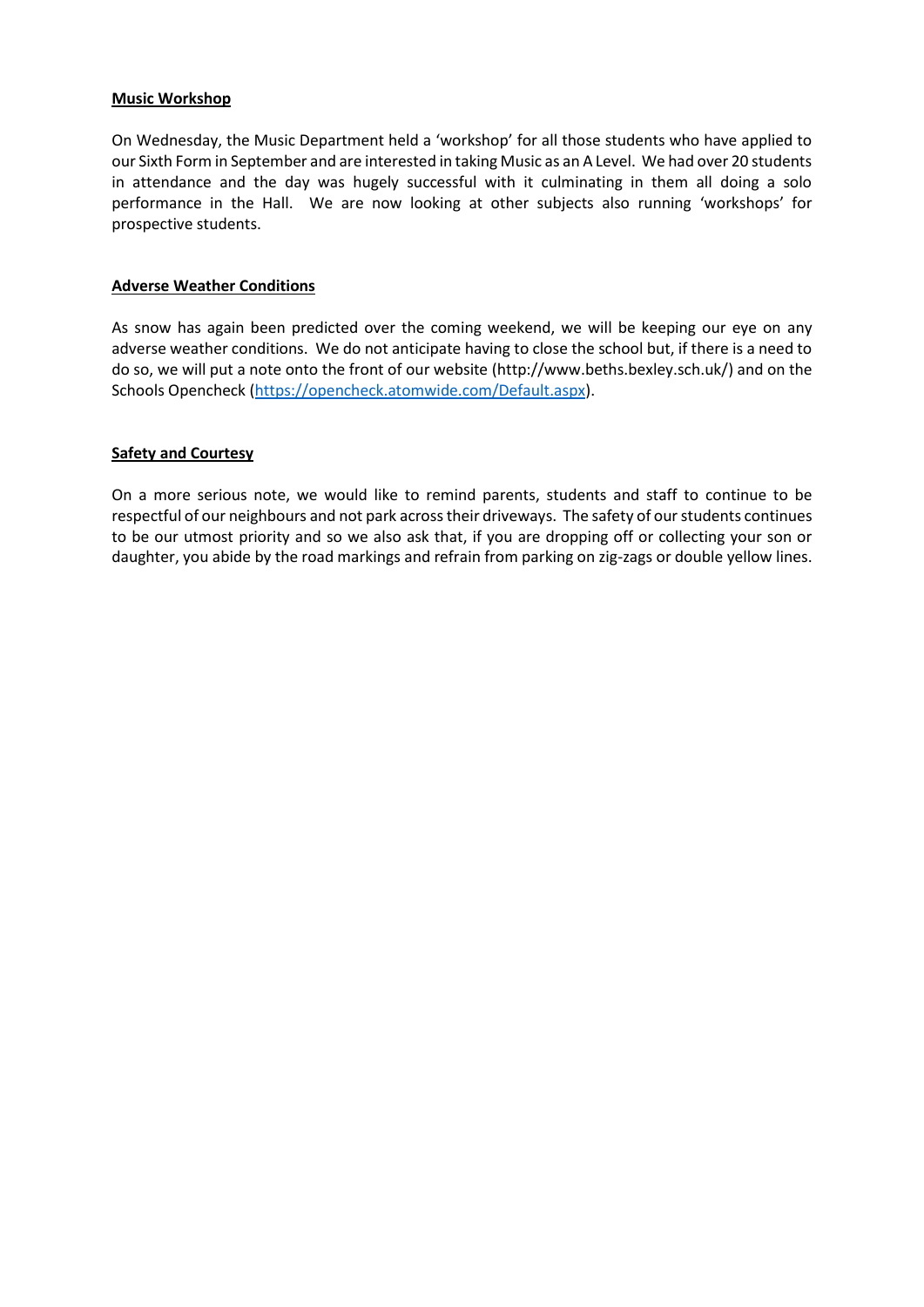**Music Workshop**

On Wednesday, the Music Department held a 'workshop' for all those students who have applied to our Sixth Form in September and are interested in taking Music as an A Level. We had over 20 students in attendance and the day was hugely successful with it culminating in them all doing a solo performance in the Hall. We are now looking at other subjects also running 'workshops' for prospective students.

**Adverse Weather Conditions**

As snow has again been predicted over the coming weekend, we will be keeping our eye on any adverse weather conditions. We do not anticipate having to close the school but, if there is a need to do so, we will put a note onto the front of our website (http://www.beths.bexley.sch.uk/) and on the Schools Opencheck ([https://opencheck.atomwide.com/Default.aspx](https://opencheck.atomwide.com/Default.aspx)).

**Safety and Courtesy**

On a more serious note, we would like to remind parents, students and staff to continue to be respectful of our neighbours and not park across their driveways. The safety of our students continues to be our utmost priority and so we also ask that, if you are dropping off or collecting your son or daughter, you abide by the road markings and refrain from parking on zig-zags or double yellow lines.